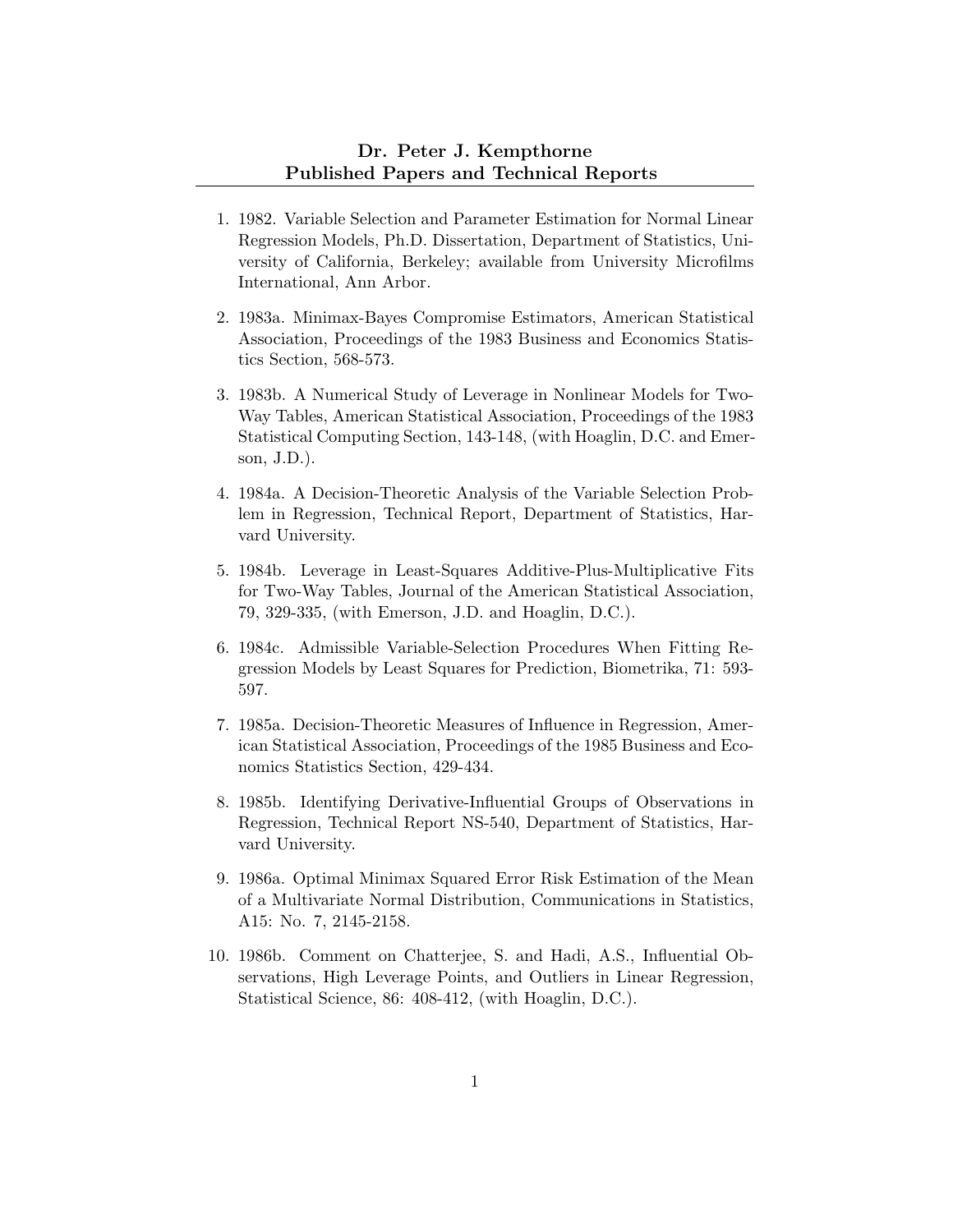# Dr. Peter J. Kempthorne
## Published Papers and Technical Reports

1. 1982. Variable Selection and Parameter Estimation for Normal Linear Regression Models, Ph.D. Dissertation, Department of Statistics, University of California, Berkeley; available from University Microfilms International, Ann Arbor.

2. 1983a. Minimax-Bayes Compromise Estimators, American Statistical Association, Proceedings of the 1983 Business and Economics Statistics Section, 568-573.

3. 1983b. A Numerical Study of Leverage in Nonlinear Models for Two-Way Tables, American Statistical Association, Proceedings of the 1983 Statistical Computing Section, 143-148, (with Hoaglin, D.C. and Emerson, J.D.).

4. 1984a. A Decision-Theoretic Analysis of the Variable Selection Problem in Regression, Technical Report, Department of Statistics, Harvard University.

5. 1984b. Leverage in Least-Squares Additive-Plus-Multiplicative Fits for Two-Way Tables, Journal of the American Statistical Association, 79, 329-335, (with Emerson, J.D. and Hoaglin, D.C.).

6. 1984c. Admissible Variable-Selection Procedures When Fitting Regression Models by Least Squares for Prediction, Biometrika, 71: 593-597.

7. 1985a. Decision-Theoretic Measures of Influence in Regression, American Statistical Association, Proceedings of the 1985 Business and Economics Statistics Section, 429-434.

8. 1985b. Identifying Derivative-Influential Groups of Observations in Regression, Technical Report NS-540, Department of Statistics, Harvard University.

9. 1986a. Optimal Minimax Squared Error Risk Estimation of the Mean of a Multivariate Normal Distribution, Communications in Statistics, A15: No. 7, 2145-2158.

10. 1986b. Comment on Chatterjee, S. and Hadi, A.S., Influential Observations, High Leverage Points, and Outliers in Linear Regression, Statistical Science, 86: 408-412, (with Hoaglin, D.C.).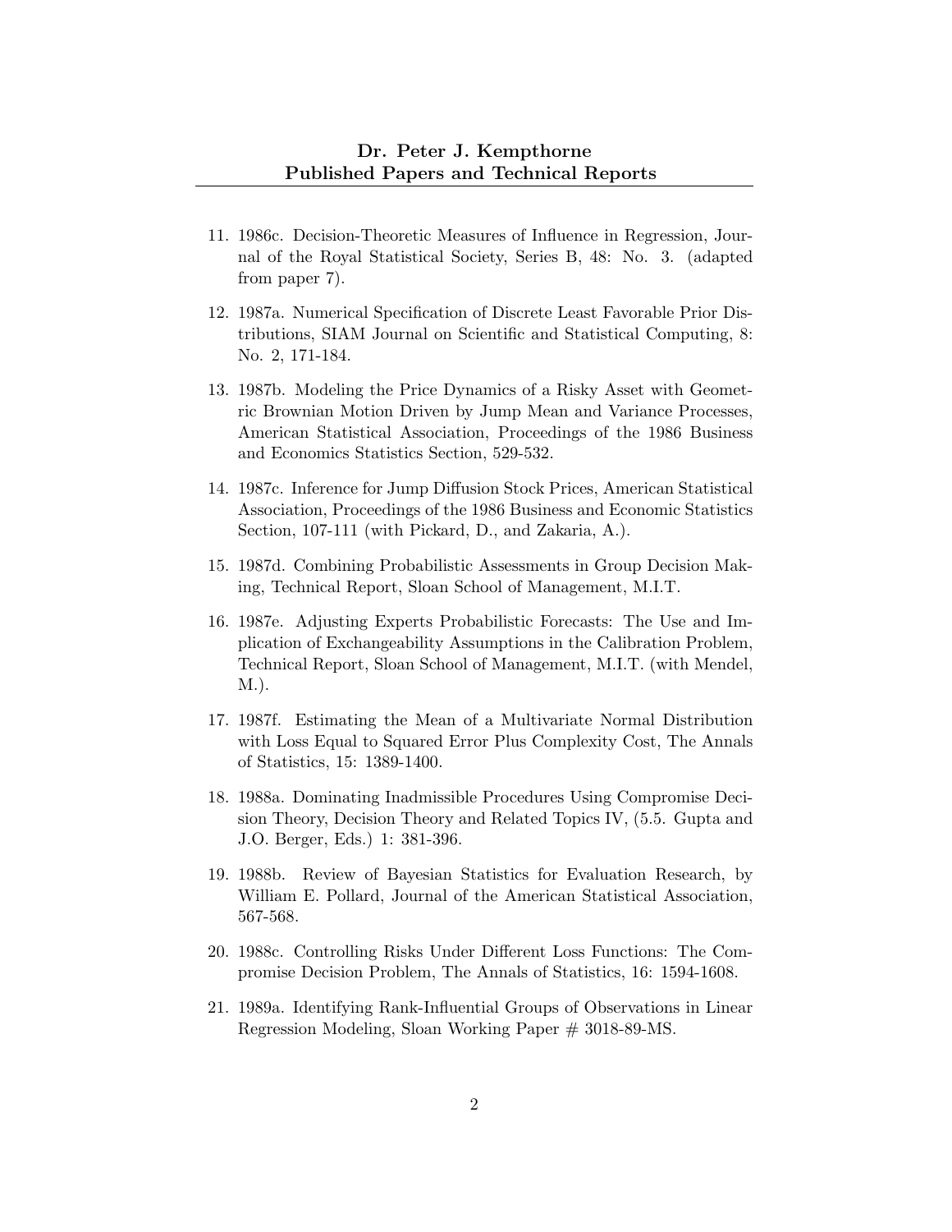11. 1986c. Decision-Theoretic Measures of Influence in Regression, Journal of the Royal Statistical Society, Series B, 48: No. 3. (adapted from paper 7).

12. 1987a. Numerical Specification of Discrete Least Favorable Prior Distributions, SIAM Journal on Scientific and Statistical Computing, 8: No. 2, 171-184.

13. 1987b. Modeling the Price Dynamics of a Risky Asset with Geometric Brownian Motion Driven by Jump Mean and Variance Processes, American Statistical Association, Proceedings of the 1986 Business and Economics Statistics Section, 529-532.

14. 1987c. Inference for Jump Diffusion Stock Prices, American Statistical Association, Proceedings of the 1986 Business and Economic Statistics Section, 107-111 (with Pickard, D., and Zakaria, A.).

15. 1987d. Combining Probabilistic Assessments in Group Decision Making, Technical Report, Sloan School of Management, M.I.T.

16. 1987e. Adjusting Experts Probabilistic Forecasts: The Use and Implication of Exchangeability Assumptions in the Calibration Problem, Technical Report, Sloan School of Management, M.I.T. (with Mendel, M.).

17. 1987f. Estimating the Mean of a Multivariate Normal Distribution with Loss Equal to Squared Error Plus Complexity Cost, The Annals of Statistics, 15: 1389-1400.

18. 1988a. Dominating Inadmissible Procedures Using Compromise Decision Theory, Decision Theory and Related Topics IV, (5.5. Gupta and J.O. Berger, Eds.) 1: 381-396.

19. 1988b. Review of Bayesian Statistics for Evaluation Research, by William E. Pollard, Journal of the American Statistical Association, 567-568.

20. 1988c. Controlling Risks Under Different Loss Functions: The Compromise Decision Problem, The Annals of Statistics, 16: 1594-1608.

21. 1989a. Identifying Rank-Influential Groups of Observations in Linear Regression Modeling, Sloan Working Paper # 3018-89-MS.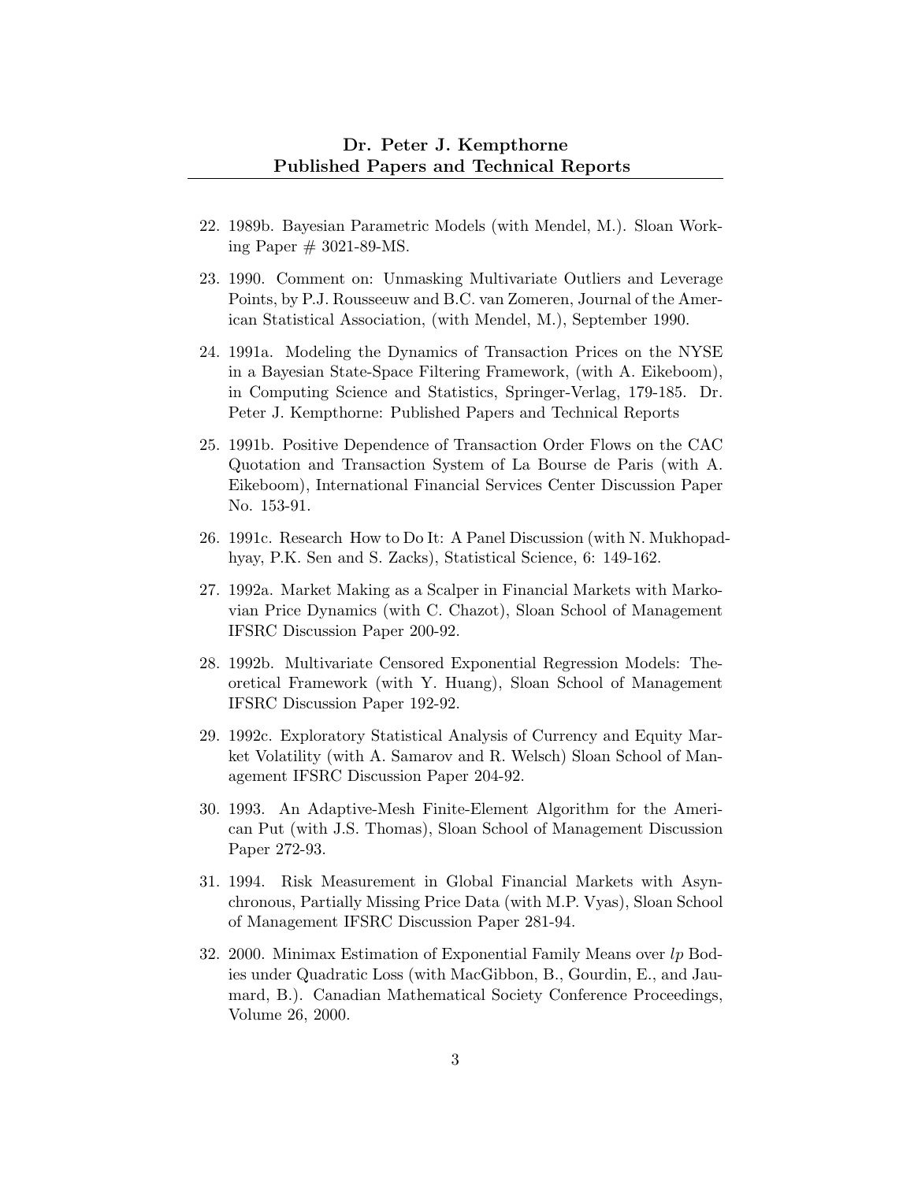22. 1989b. Bayesian Parametric Models (with Mendel, M.). Sloan Working Paper # 3021-89-MS.

23. 1990. Comment on: Unmasking Multivariate Outliers and Leverage Points, by P.J. Rousseeuw and B.C. van Zomeren, Journal of the American Statistical Association, (with Mendel, M.), September 1990.

24. 1991a. Modeling the Dynamics of Transaction Prices on the NYSE in a Bayesian State-Space Filtering Framework, (with A. Eikeboom), in Computing Science and Statistics, Springer-Verlag, 179-185. Dr. Peter J. Kempthorne: Published Papers and Technical Reports

25. 1991b. Positive Dependence of Transaction Order Flows on the CAC Quotation and Transaction System of La Bourse de Paris (with A. Eikeboom), International Financial Services Center Discussion Paper No. 153-91.

26. 1991c. Research How to Do It: A Panel Discussion (with N. Mukhopadhyay, P.K. Sen and S. Zacks), Statistical Science, 6: 149-162.

27. 1992a. Market Making as a Scalper in Financial Markets with Markovian Price Dynamics (with C. Chazot), Sloan School of Management IFSRC Discussion Paper 200-92.

28. 1992b. Multivariate Censored Exponential Regression Models: Theoretical Framework (with Y. Huang), Sloan School of Management IFSRC Discussion Paper 192-92.

29. 1992c. Exploratory Statistical Analysis of Currency and Equity Market Volatility (with A. Samarov and R. Welsch) Sloan School of Management IFSRC Discussion Paper 204-92.

30. 1993. An Adaptive-Mesh Finite-Element Algorithm for the American Put (with J.S. Thomas), Sloan School of Management Discussion Paper 272-93.

31. 1994. Risk Measurement in Global Financial Markets with Asynchronous, Partially Missing Price Data (with M.P. Vyas), Sloan School of Management IFSRC Discussion Paper 281-94.

32. 2000. Minimax Estimation of Exponential Family Means over *lp* Bodies under Quadratic Loss (with MacGibbon, B., Gourdin, E., and Jaumard, B.). Canadian Mathematical Society Conference Proceedings, Volume 26, 2000.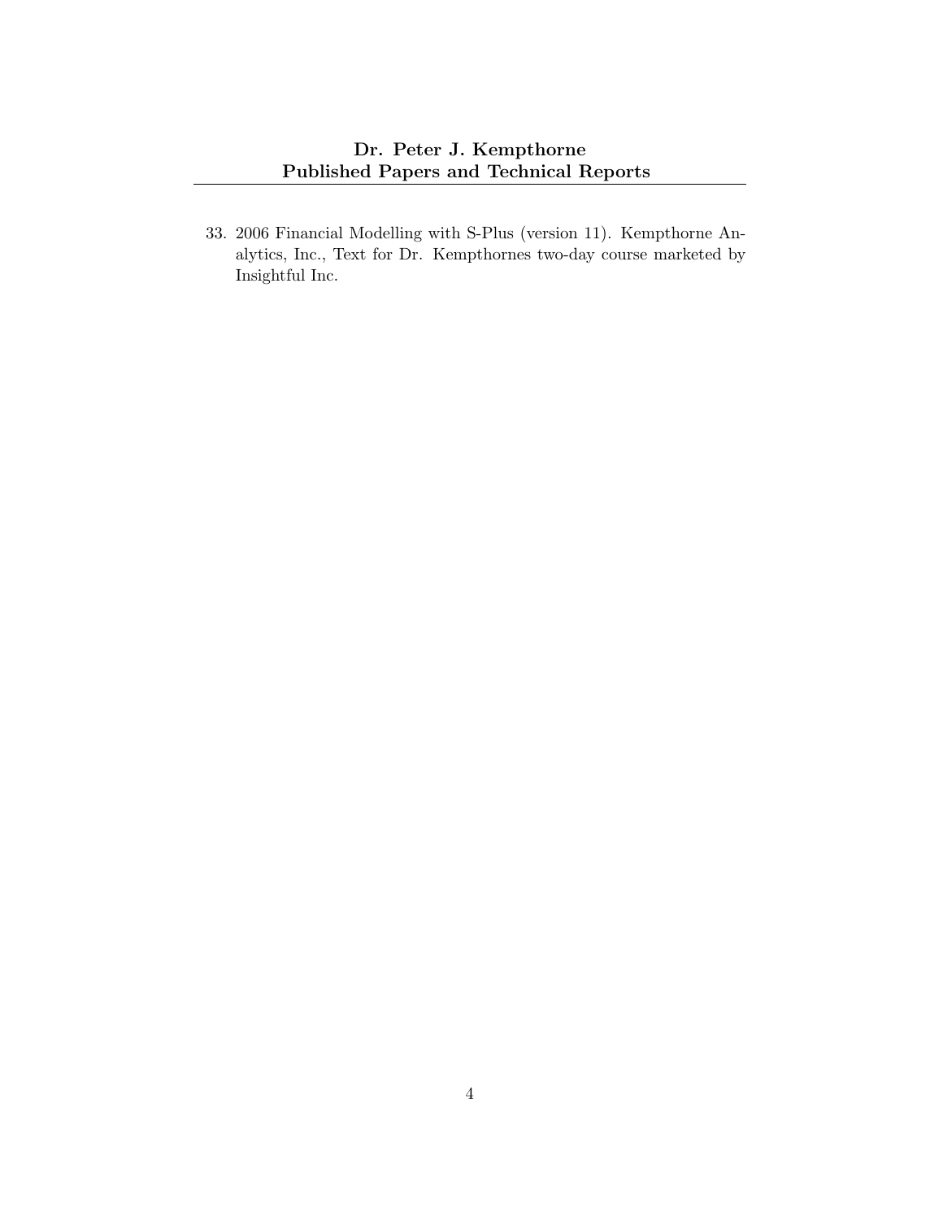33. 2006 Financial Modelling with S-Plus (version 11). Kempthorne Analytics, Inc., Text for Dr. Kempthornes two-day course marketed by Insightful Inc.